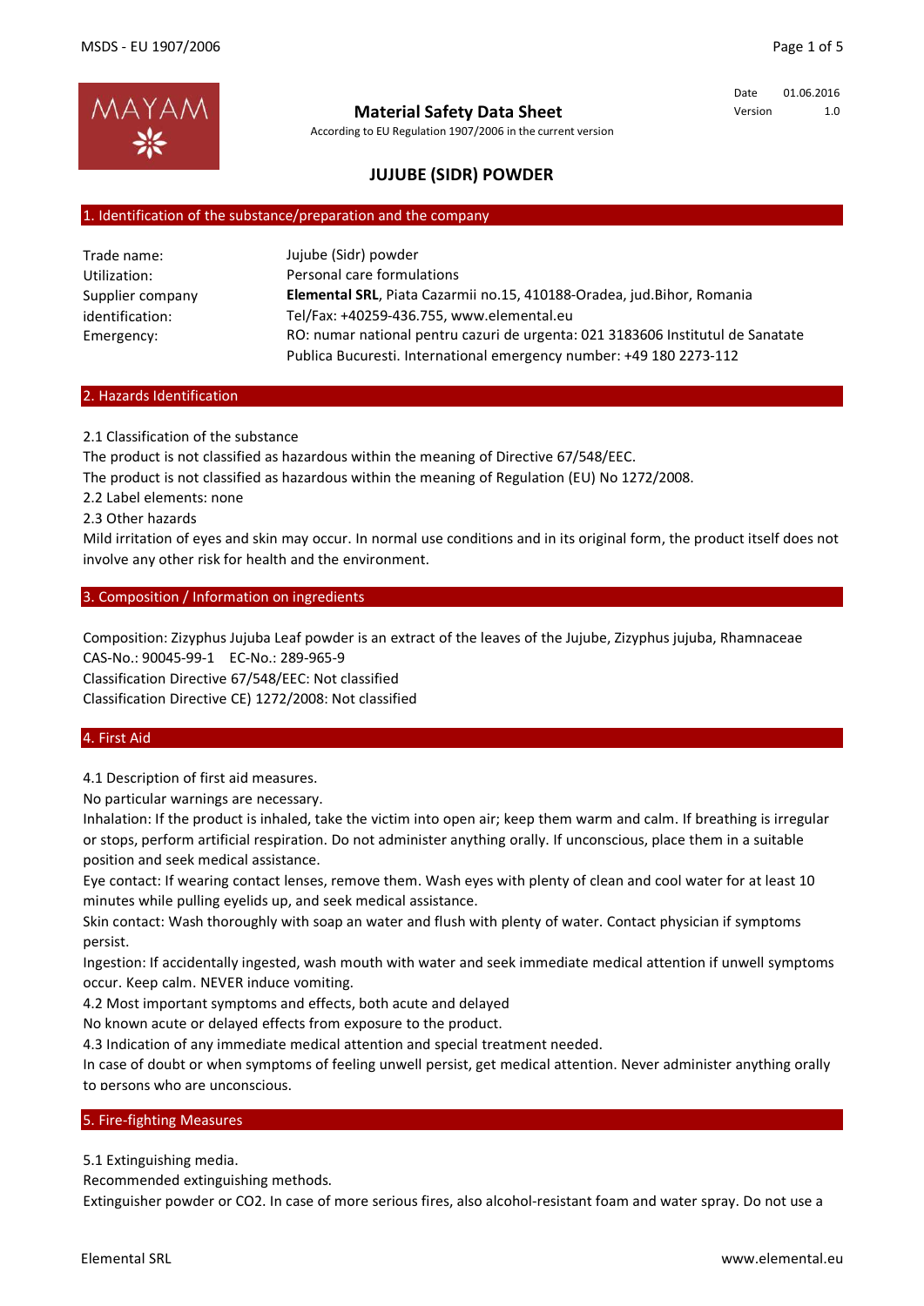**Material Safety Data Sheet**

According to EU Regulation 1907/2006 in the current version

| Date | 01.06.2016 |
| --- | --- |
| Version | 1.0 |

# JUJUBE (SIDR) POWDER

## 1. Identification of the substance/preparation and the company

| | |
| --- | --- |
| Trade name: | Jujube (Sidr) powder |
| Utilization: | Personal care formulations |
| Supplier company identification: | **Elemental SRL**, Piata Cazarmii no.15, 410188-Oradea, jud.Bihor, Romania<br>Tel/Fax: +40259-436.755, www.elemental.eu |
| Emergency: | RO: numar national pentru cazuri de urgenta: 021 3183606 Institutul de Sanatate Publica Bucuresti. International emergency number: +49 180 2273-112 |

## 2. Hazards Identification

2.1 Classification of the substance

The product is not classified as hazardous within the meaning of Directive 67/548/EEC.

The product is not classified as hazardous within the meaning of Regulation (EU) No 1272/2008.

2.2 Label elements: none

2.3 Other hazards

Mild irritation of eyes and skin may occur. In normal use conditions and in its original form, the product itself does not involve any other risk for health and the environment.

## 3. Composition / Information on ingredients

Composition: Zizyphus Jujuba Leaf powder is an extract of the leaves of the Jujube, Zizyphus jujuba, Rhamnaceae

CAS-No.: 90045-99-1 EC-No.: 289-965-9

Classification Directive 67/548/EEC: Not classified

Classification Directive CE) 1272/2008: Not classified

## 4. First Aid

4.1 Description of first aid measures.

No particular warnings are necessary.

Inhalation: If the product is inhaled, take the victim into open air; keep them warm and calm. If breathing is irregular or stops, perform artificial respiration. Do not administer anything orally. If unconscious, place them in a suitable position and seek medical assistance.

Eye contact: If wearing contact lenses, remove them. Wash eyes with plenty of clean and cool water for at least 10 minutes while pulling eyelids up, and seek medical assistance.

Skin contact: Wash thoroughly with soap an water and flush with plenty of water. Contact physician if symptoms persist.

Ingestion: If accidentally ingested, wash mouth with water and seek immediate medical attention if unwell symptoms occur. Keep calm. NEVER induce vomiting.

4.2 Most important symptoms and effects, both acute and delayed

No known acute or delayed effects from exposure to the product.

4.3 Indication of any immediate medical attention and special treatment needed.

In case of doubt or when symptoms of feeling unwell persist, get medical attention. Never administer anything orally to persons who are unconscious.

## 5. Fire-fighting Measures

5.1 Extinguishing media.

Recommended extinguishing methods.

Extinguisher powder or $CO_2$. In case of more serious fires, also alcohol-resistant foam and water spray. Do not use a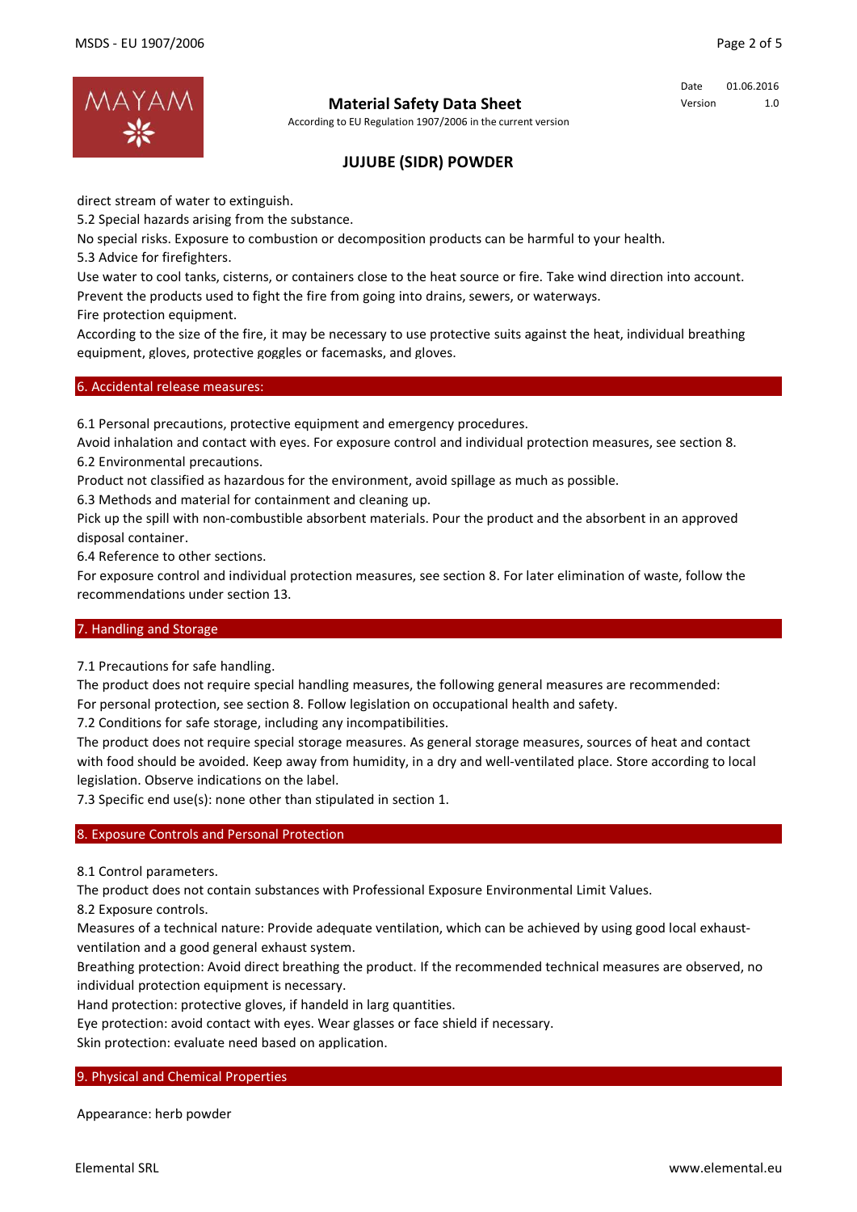direct stream of water to extinguish.

5.2 Special hazards arising from the substance.

No special risks. Exposure to combustion or decomposition products can be harmful to your health.

5.3 Advice for firefighters.

Use water to cool tanks, cisterns, or containers close to the heat source or fire. Take wind direction into account. Prevent the products used to fight the fire from going into drains, sewers, or waterways.

Fire protection equipment.

According to the size of the fire, it may be necessary to use protective suits against the heat, individual breathing equipment, gloves, protective goggles or facemasks, and gloves.

## 6. Accidental release measures:

6.1 Personal precautions, protective equipment and emergency procedures.

Avoid inhalation and contact with eyes. For exposure control and individual protection measures, see section 8.

6.2 Environmental precautions.

Product not classified as hazardous for the environment, avoid spillage as much as possible.

6.3 Methods and material for containment and cleaning up.

Pick up the spill with non-combustible absorbent materials. Pour the product and the absorbent in an approved disposal container.

6.4 Reference to other sections.

For exposure control and individual protection measures, see section 8. For later elimination of waste, follow the recommendations under section 13.

## 7. Handling and Storage

7.1 Precautions for safe handling.

The product does not require special handling measures, the following general measures are recommended: For personal protection, see section 8. Follow legislation on occupational health and safety.

7.2 Conditions for safe storage, including any incompatibilities.

The product does not require special storage measures. As general storage measures, sources of heat and contact with food should be avoided. Keep away from humidity, in a dry and well-ventilated place. Store according to local legislation. Observe indications on the label.

7.3 Specific end use(s): none other than stipulated in section 1.

## 8. Exposure Controls and Personal Protection

8.1 Control parameters.

The product does not contain substances with Professional Exposure Environmental Limit Values.

8.2 Exposure controls.

Measures of a technical nature: Provide adequate ventilation, which can be achieved by using good local exhaust-ventilation and a good general exhaust system.

Breathing protection: Avoid direct breathing the product. If the recommended technical measures are observed, no individual protection equipment is necessary.

Hand protection: protective gloves, if handeld in larg quantities.

Eye protection: avoid contact with eyes. Wear glasses or face shield if necessary.

Skin protection: evaluate need based on application.

## 9. Physical and Chemical Properties

Appearance: herb powder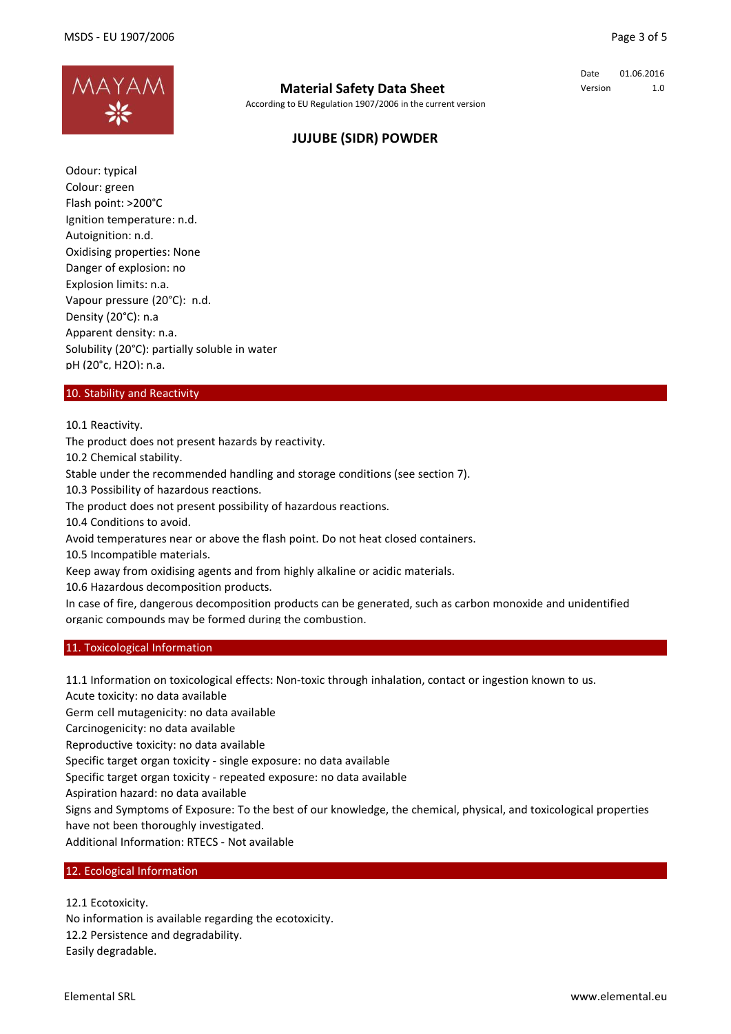Odour: typical
Colour: green
Flash point: >200°C
Ignition temperature: n.d.
Autoignition: n.d.
Oxidising properties: None
Danger of explosion: no
Explosion limits: n.a.
Vapour pressure (20°C): n.d.
Density (20°C): n.a
Apparent density: n.a.
Solubility (20°C): partially soluble in water
pH (20°c, H2O): n.a.

## 10. Stability and Reactivity

10.1 Reactivity.
The product does not present hazards by reactivity.
10.2 Chemical stability.
Stable under the recommended handling and storage conditions (see section 7).
10.3 Possibility of hazardous reactions.
The product does not present possibility of hazardous reactions.
10.4 Conditions to avoid.
Avoid temperatures near or above the flash point. Do not heat closed containers.
10.5 Incompatible materials.
Keep away from oxidising agents and from highly alkaline or acidic materials.
10.6 Hazardous decomposition products.
In case of fire, dangerous decomposition products can be generated, such as carbon monoxide and unidentified organic compounds may be formed during the combustion.

## 11. Toxicological Information

11.1 Information on toxicological effects: Non-toxic through inhalation, contact or ingestion known to us.
Acute toxicity: no data available
Germ cell mutagenicity: no data available
Carcinogenicity: no data available
Reproductive toxicity: no data available
Specific target organ toxicity - single exposure: no data available
Specific target organ toxicity - repeated exposure: no data available
Aspiration hazard: no data available
Signs and Symptoms of Exposure: To the best of our knowledge, the chemical, physical, and toxicological properties have not been thoroughly investigated.
Additional Information: RTECS - Not available

## 12. Ecological Information

12.1 Ecotoxicity.
No information is available regarding the ecotoxicity.
12.2 Persistence and degradability.
Easily degradable.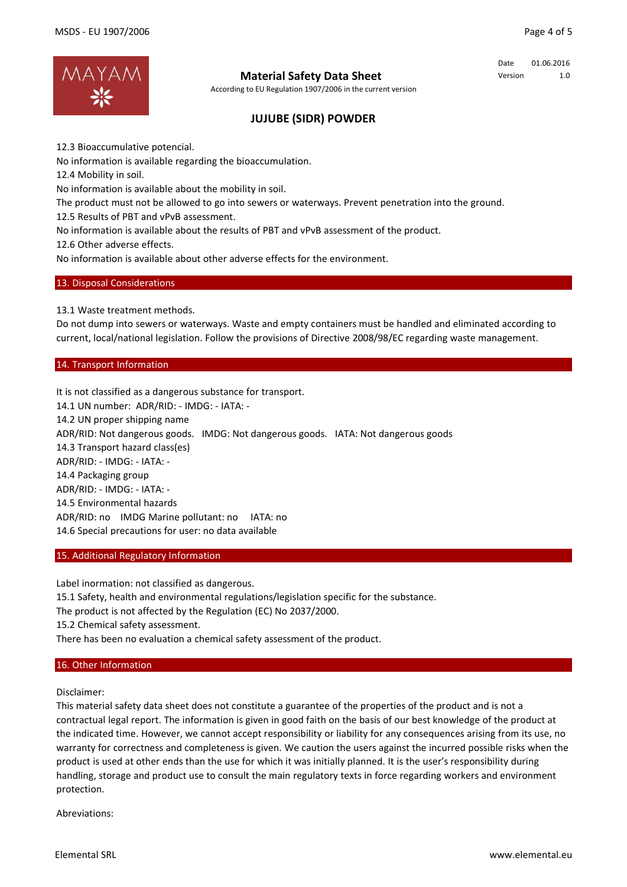12.3 Bioaccumulative potencial.

No information is available regarding the bioaccumulation.

12.4 Mobility in soil.

No information is available about the mobility in soil.

The product must not be allowed to go into sewers or waterways. Prevent penetration into the ground.

12.5 Results of PBT and vPvB assessment.

No information is available about the results of PBT and vPvB assessment of the product.

12.6 Other adverse effects.

No information is available about other adverse effects for the environment.

## 13. Disposal Considerations

13.1 Waste treatment methods.

Do not dump into sewers or waterways. Waste and empty containers must be handled and eliminated according to current, local/national legislation. Follow the provisions of Directive 2008/98/EC regarding waste management.

## 14. Transport Information

It is not classified as a dangerous substance for transport.

14.1 UN number: ADR/RID: - IMDG: - IATA: -

14.2 UN proper shipping name

ADR/RID: Not dangerous goods. IMDG: Not dangerous goods. IATA: Not dangerous goods

14.3 Transport hazard class(es)

ADR/RID: - IMDG: - IATA: -

14.4 Packaging group

ADR/RID: - IMDG: - IATA: -

14.5 Environmental hazards

ADR/RID: no IMDG Marine pollutant: no IATA: no

14.6 Special precautions for user: no data available

## 15. Additional Regulatory Information

Label inormation: not classified as dangerous.

15.1 Safety, health and environmental regulations/legislation specific for the substance.

The product is not affected by the Regulation (EC) No 2037/2000.

15.2 Chemical safety assessment.

There has been no evaluation a chemical safety assessment of the product.

## 16. Other Information

Disclaimer:

This material safety data sheet does not constitute a guarantee of the properties of the product and is not a contractual legal report. The information is given in good faith on the basis of our best knowledge of the product at the indicated time. However, we cannot accept responsibility or liability for any consequences arising from its use, no warranty for correctness and completeness is given. We caution the users against the incurred possible risks when the product is used at other ends than the use for which it was initially planned. It is the user's responsibility during handling, storage and product use to consult the main regulatory texts in force regarding workers and environment protection.

Abreviations: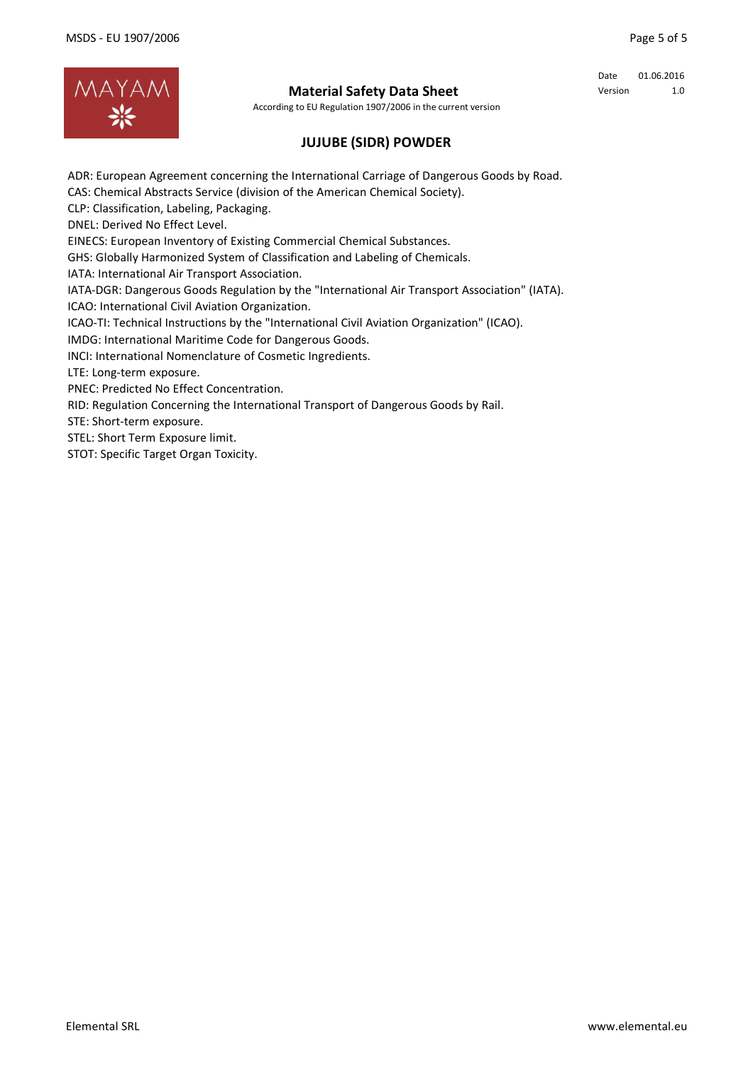ADR: European Agreement concerning the International Carriage of Dangerous Goods by Road.
CAS: Chemical Abstracts Service (division of the American Chemical Society).
CLP: Classification, Labeling, Packaging.
DNEL: Derived No Effect Level.
EINECS: European Inventory of Existing Commercial Chemical Substances.
GHS: Globally Harmonized System of Classification and Labeling of Chemicals.
IATA: International Air Transport Association.
IATA-DGR: Dangerous Goods Regulation by the "International Air Transport Association" (IATA).
ICAO: International Civil Aviation Organization.
ICAO-TI: Technical Instructions by the "International Civil Aviation Organization" (ICAO).
IMDG: International Maritime Code for Dangerous Goods.
INCI: International Nomenclature of Cosmetic Ingredients.
LTE: Long-term exposure.
PNEC: Predicted No Effect Concentration.
RID: Regulation Concerning the International Transport of Dangerous Goods by Rail.
STE: Short-term exposure.
STEL: Short Term Exposure limit.
STOT: Specific Target Organ Toxicity.